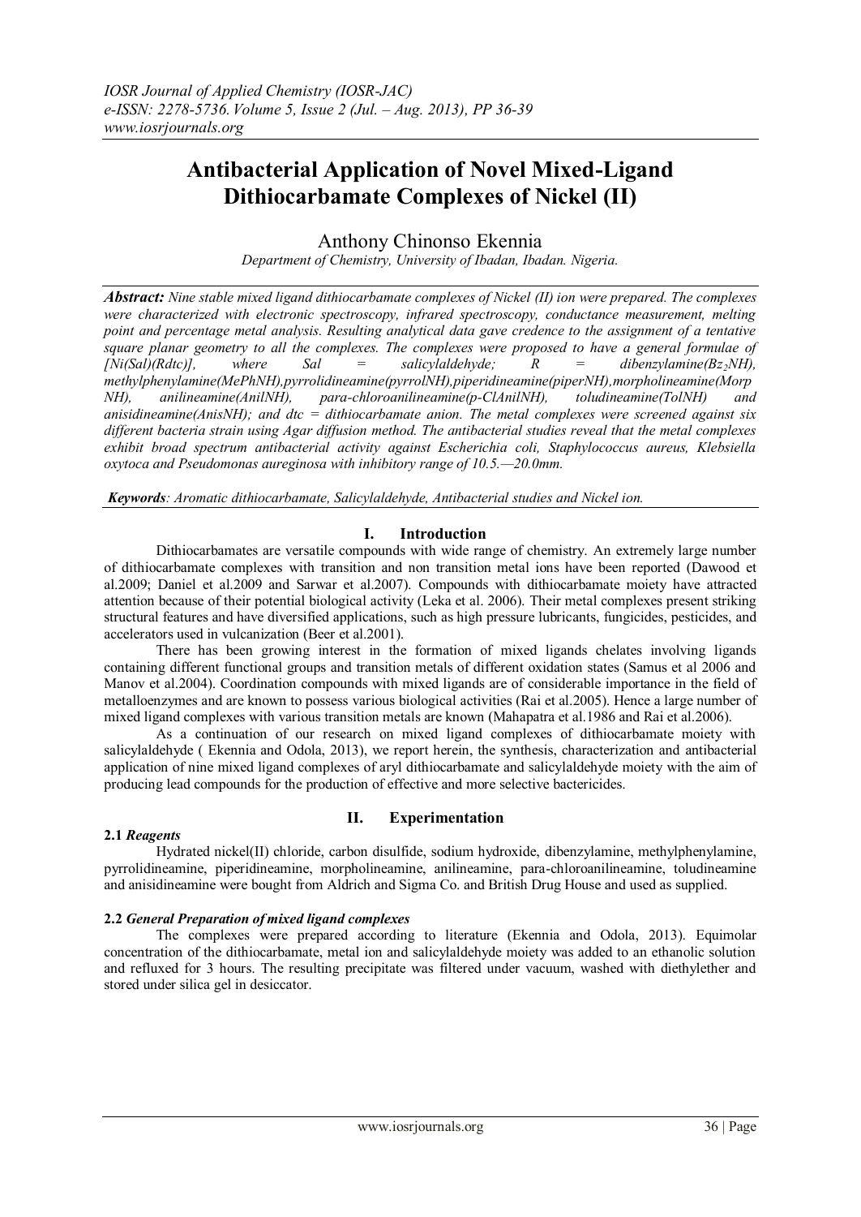# Antibacterial Application of Novel Mixed-Ligand Dithiocarbamate Complexes of Nickel (II)

Anthony Chinonso Ekennia

*Department of Chemistry, University of Ibadan, Ibadan. Nigeria.*

***Abstract:*** *Nine stable mixed ligand dithiocarbamate complexes of Nickel (II) ion were prepared. The complexes were characterized with electronic spectroscopy, infrared spectroscopy, conductance measurement, melting point and percentage metal analysis. Resulting analytical data gave credence to the assignment of a tentative square planar geometry to all the complexes. The complexes were proposed to have a general formulae of [Ni(Sal)(Rdtc)], where Sal = salicylaldehyde; R = dibenzylamine($Bz_2NH$), methylphenylamine(MePhNH),pyrrolidineamine(pyrrolNH),piperidineamine(piperNH),morpholineamine(MorpNH), anilineamine(AnilNH), para-chloroanilineamine(p-ClAnilNH), toludineamine(TolNH) and anisidineamine(AnisNH); and dtc = dithiocarbamate anion. The metal complexes were screened against six different bacteria strain using Agar diffusion method. The antibacterial studies reveal that the metal complexes exhibit broad spectrum antibacterial activity against Escherichia coli, Staphylococcus aureus, Klebsiella oxytoca and Pseudomonas aureginosa with inhibitory range of 10.5.—20.0mm.*

***Keywords****: Aromatic dithiocarbamate, Salicylaldehyde, Antibacterial studies and Nickel ion.*

## I. Introduction

Dithiocarbamates are versatile compounds with wide range of chemistry. An extremely large number of dithiocarbamate complexes with transition and non transition metal ions have been reported (Dawood et al.2009; Daniel et al.2009 and Sarwar et al.2007). Compounds with dithiocarbamate moiety have attracted attention because of their potential biological activity (Leka et al. 2006). Their metal complexes present striking structural features and have diversified applications, such as high pressure lubricants, fungicides, pesticides, and accelerators used in vulcanization (Beer et al.2001).

There has been growing interest in the formation of mixed ligands chelates involving ligands containing different functional groups and transition metals of different oxidation states (Samus et al 2006 and Manov et al.2004). Coordination compounds with mixed ligands are of considerable importance in the field of metalloenzymes and are known to possess various biological activities (Rai et al.2005). Hence a large number of mixed ligand complexes with various transition metals are known (Mahapatra et al.1986 and Rai et al.2006).

As a continuation of our research on mixed ligand complexes of dithiocarbamate moiety with salicylaldehyde ( Ekennia and Odola, 2013), we report herein, the synthesis, characterization and antibacterial application of nine mixed ligand complexes of aryl dithiocarbamate and salicylaldehyde moiety with the aim of producing lead compounds for the production of effective and more selective bactericides.

## II. Experimentation

### 2.1 *Reagents*

Hydrated nickel(II) chloride, carbon disulfide, sodium hydroxide, dibenzylamine, methylphenylamine, pyrrolidineamine, piperidineamine, morpholineamine, anilineamine, para-chloroanilineamine, toludineamine and anisidineamine were bought from Aldrich and Sigma Co. and British Drug House and used as supplied.

### 2.2 *General Preparation of mixed ligand complexes*

The complexes were prepared according to literature (Ekennia and Odola, 2013). Equimolar concentration of the dithiocarbamate, metal ion and salicylaldehyde moiety was added to an ethanolic solution and refluxed for 3 hours. The resulting precipitate was filtered under vacuum, washed with diethylether and stored under silica gel in desiccator.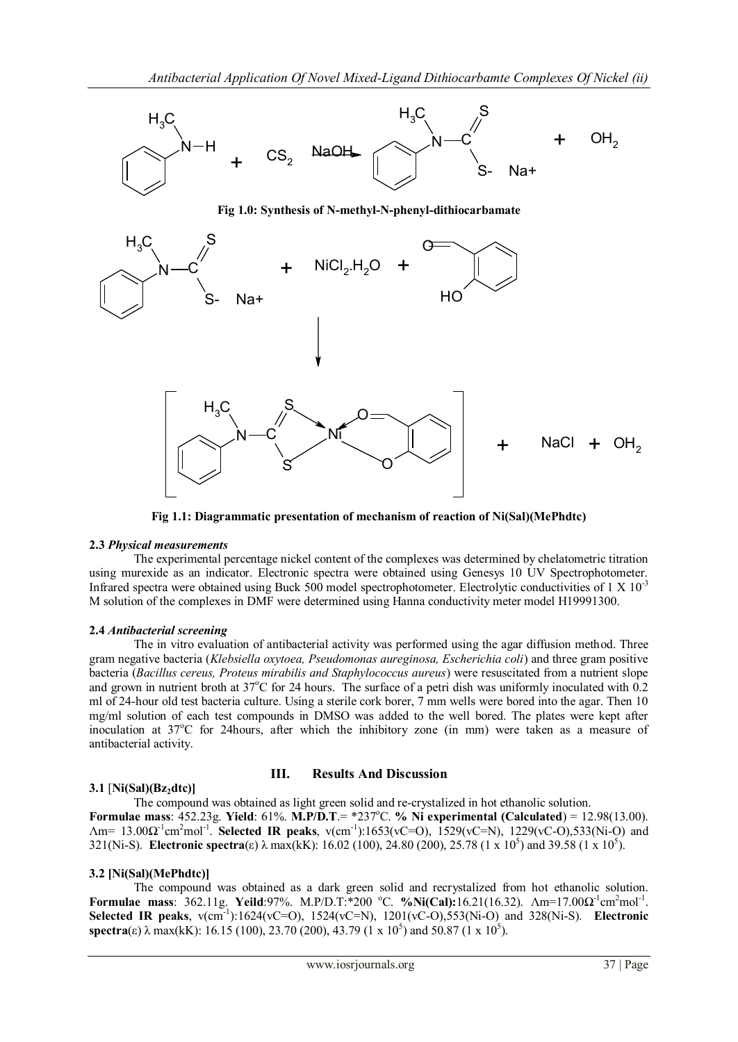Fig 1.0: Synthesis of N-methyl-N-phenyl-dithiocarbamate

Fig 1.1: Diagrammatic presentation of mechanism of reaction of Ni(Sal)(MePhdtc)

**2.3** *Physical measurements*

The experimental percentage nickel content of the complexes was determined by chelatometric titration using murexide as an indicator. Electronic spectra were obtained using Genesys 10 UV Spectrophotometer. Infrared spectra were obtained using Buck 500 model spectrophotometer. Electrolytic conductivities of 1 X $10^{-3}$ M solution of the complexes in DMF were determined using Hanna conductivity meter model H19991300.

**2.4** *Antibacterial screening*

The in vitro evaluation of antibacterial activity was performed using the agar diffusion method. Three gram negative bacteria (*Klebsiella oxytoea, Pseudomonas aureginosa, Escherichia coli*) and three gram positive bacteria (*Bacillus cereus, Proteus mirabilis and Staphylococcus aureus*) were resuscitated from a nutrient slope and grown in nutrient broth at 37°C for 24 hours. The surface of a petri dish was uniformly inoculated with 0.2 ml of 24-hour old test bacteria culture. Using a sterile cork borer, 7 mm wells were bored into the agar. Then 10 mg/ml solution of each test compounds in DMSO was added to the well bored. The plates were kept after inoculation at 37°C for 24hours, after which the inhibitory zone (in mm) were taken as a measure of antibacterial activity.

## III. Results And Discussion

**3.1** [**Ni(Sal)($Bz_2$dtc)]**

The compound was obtained as light green solid and re-crystalized in hot ethanolic solution. **Formulae mass**: 452.23g. **Yield**: 61%. **M.P/D.T**.= *237°C. **% Ni experimental (Calculated**) = 12.98(13.00). $\Lambda$m= 13.00$\Omega^{-1}$cm$^2$mol$^{-1}$. **Selected IR peaks**, ν(cm$^{-1}$):1653(νC=O), 1529(νC=N), 1229(νC-O),533(Ni-O) and 321(Ni-S). **Electronic spectra**(ε) λ max(kK): 16.02 (100), 24.80 (200), 25.78 (1 x $10^5$) and 39.58 (1 x $10^5$).

**3.2 [Ni(Sal)(MePhdtc)]**

The compound was obtained as a dark green solid and recrystalized from hot ethanolic solution. **Formulae mass**: 362.11g. **Yeild**:97%. M.P/D.T:*200 °C. **%Ni(Cal):**16.21(16.32). $\Lambda$m=17.00$\Omega^{-1}$cm$^2$mol$^{-1}$. **Selected IR peaks**, ν(cm$^{-1}$):1624(νC=O), 1524(νC=N), 1201(νC-O),553(Ni-O) and 328(Ni-S). **Electronic spectra**(ε) λ max(kK): 16.15 (100), 23.70 (200), 43.79 (1 x $10^5$) and 50.87 (1 x $10^5$).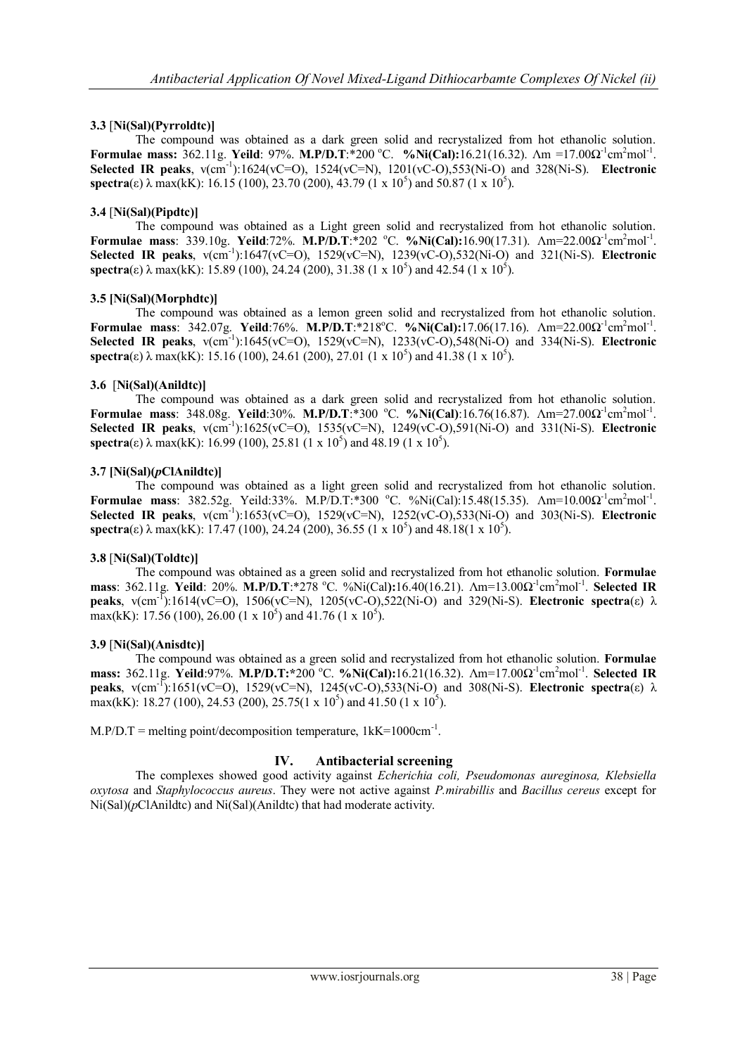### 3.3 [Ni(Sal)(Pyrroldtc)]

The compound was obtained as a dark green solid and recrystalized from hot ethanolic solution. **Formulae mass:** 362.11g. **Yeild**: 97%. **M.P/D.T**:*200 °C. **%Ni(Cal):**16.21(16.32). Λm =17.00$\Omega^{-1}$cm$^2$mol$^{-1}$. **Selected IR peaks**, ν(cm$^{-1}$):1624(νC=O), 1524(νC=N), 1201(νC-O),553(Ni-O) and 328(Ni-S). **Electronic spectra**(ε) λ max(kK): 16.15 (100), 23.70 (200), 43.79 (1 x $10^5$) and 50.87 (1 x $10^5$).

### 3.4 [Ni(Sal)(Pipdtc)]

The compound was obtained as a Light green solid and recrystalized from hot ethanolic solution. **Formulae mass**: 339.10g. **Yeild**:72%. **M.P/D.T**:*202 °C. **%Ni(Cal):**16.90(17.31). Λm=22.00$\Omega^{-1}$cm$^2$mol$^{-1}$. **Selected IR peaks**, ν(cm$^{-1}$):1647(νC=O), 1529(νC=N), 1239(νC-O),532(Ni-O) and 321(Ni-S). **Electronic spectra**(ε) λ max(kK): 15.89 (100), 24.24 (200), 31.38 (1 x $10^5$) and 42.54 (1 x $10^5$).

### 3.5 [Ni(Sal)(Morphdtc)]

The compound was obtained as a lemon green solid and recrystalized from hot ethanolic solution. **Formulae mass**: 342.07g. **Yeild**:76%. **M.P/D.T**:*218°C. **%Ni(Cal):**17.06(17.16). Λm=22.00$\Omega^{-1}$cm$^2$mol$^{-1}$. **Selected IR peaks**, ν(cm$^{-1}$):1645(νC=O), 1529(νC=N), 1233(νC-O),548(Ni-O) and 334(Ni-S). **Electronic spectra**(ε) λ max(kK): 15.16 (100), 24.61 (200), 27.01 (1 x $10^5$) and 41.38 (1 x $10^5$).

### 3.6 [Ni(Sal)(Anildtc)]

The compound was obtained as a dark green solid and recrystalized from hot ethanolic solution. **Formulae mass**: 348.08g. **Yeild**:30%. **M.P/D.T**:*300 °C. **%Ni(Cal)**:16.76(16.87). Λm=27.00$\Omega^{-1}$cm$^2$mol$^{-1}$. **Selected IR peaks**, ν(cm$^{-1}$):1625(νC=O), 1535(νC=N), 1249(νC-O),591(Ni-O) and 331(Ni-S). **Electronic spectra**(ε) λ max(kK): 16.99 (100), 25.81 (1 x $10^5$) and 48.19 (1 x $10^5$).

### 3.7 [Ni(Sal)(*p*ClAnildtc)]

The compound was obtained as a light green solid and recrystalized from hot ethanolic solution. **Formulae mass**: 382.52g. Yeild:33%. M.P/D.T:*300 °C. %Ni(Cal):15.48(15.35). Λm=10.00$\Omega^{-1}$cm$^2$mol$^{-1}$. **Selected IR peaks**, ν(cm$^{-1}$):1653(νC=O), 1529(νC=N), 1252(νC-O),533(Ni-O) and 303(Ni-S). **Electronic spectra**(ε) λ max(kK): 17.47 (100), 24.24 (200), 36.55 (1 x $10^5$) and 48.18(1 x $10^5$).

### 3.8 [Ni(Sal)(Toldtc)]

The compound was obtained as a green solid and recrystalized from hot ethanolic solution. **Formulae mass**: 362.11g. **Yeild**: 20%. **M.P/D.T**:*278 °C. %Ni(Cal**):**16.40(16.21). Λm=13.00$\Omega^{-1}$cm$^2$mol$^{-1}$. **Selected IR peaks**, ν(cm$^{-1}$):1614(νC=O), 1506(νC=N), 1205(νC-O),522(Ni-O) and 329(Ni-S). **Electronic spectra**(ε) λ max(kK): 17.56 (100), 26.00 (1 x $10^5$) and 41.76 (1 x $10^5$).

### 3.9 [Ni(Sal)(Anisdtc)]

The compound was obtained as a green solid and recrystalized from hot ethanolic solution. **Formulae mass:** 362.11g. **Yeild**:97%. **M.P/D.T:***200 °C. **%Ni(Cal):**16.21(16.32). Λm=17.00$\Omega^{-1}$cm$^2$mol$^{-1}$. **Selected IR peaks**, ν(cm$^{-1}$):1651(νC=O), 1529(νC=N), 1245(νC-O),533(Ni-O) and 308(Ni-S). **Electronic spectra**(ε) λ max(kK): 18.27 (100), 24.53 (200), 25.75(1 x $10^5$) and 41.50 (1 x $10^5$).

M.P/D.T = melting point/decomposition temperature, 1kK=1000cm$^{-1}$.

## IV. Antibacterial screening

The complexes showed good activity against *Echerichia coli, Pseudomonas aureginosa, Klebsiella oxytosa* and *Staphylococcus aureus*. They were not active against *P.mirabillis* and *Bacillus cereus* except for Ni(Sal)(*p*ClAnildtc) and Ni(Sal)(Anildtc) that had moderate activity.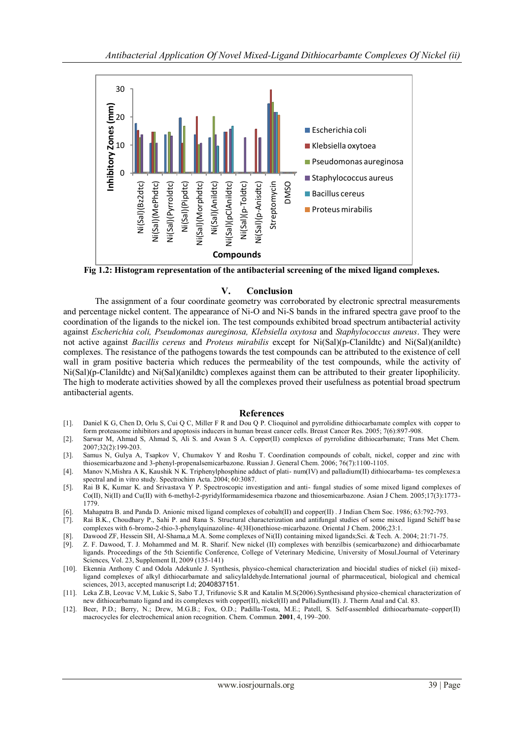30

20

10

0

Inhibitory Zones (mm)

Ni(Sal)(Bz2dtc)
Ni(Sal)(MePhdtc)
Ni(Sal)(Pyrroldtc)
Ni(Sal)(Pipdtc)
Ni(Sal)(Morphdtc)
Ni(Sal)(Anildtc)
Ni(Sal)(pClAnildtc)
Ni(Sal)(p-Toldtc)
Ni(Sal)(p-Anisdtc)
Streptomycin
DMSO

Compounds

Escherichia coli
Klebsiella oxytoea
Pseudomonas aureginosa
Staphylococcus aureus
Bacillus cereus
Proteus mirabilis

**Fig 1.2: Histogram representation of the antibacterial screening of the mixed ligand complexes.**

## V. Conclusion

The assignment of a four coordinate geometry was corroborated by electronic sprectral measurements and percentage nickel content. The appearance of Ni-O and Ni-S bands in the infrared spectra gave proof to the coordination of the ligands to the nickel ion. The test compounds exhibited broad spectrum antibacterial activity against *Escherichia coli, Pseudomonas aureginosa, Klebsiella oxytosa* and *Staphylococcus aureus*. They were not active against *Bacillis cereus* and *Proteus mirabilis* except for Ni(Sal)(p-Clanildtc) and Ni(Sal)(anildtc) complexes. The resistance of the pathogens towards the test compounds can be attributed to the existence of cell wall in gram positive bacteria which reduces the permeability of the test compounds, while the activity of Ni(Sal)(p-Clanildtc) and Ni(Sal)(anildtc) complexes against them can be attributed to their greater lipophilicity. The high to moderate activities showed by all the complexes proved their usefulness as potential broad spectrum antibacterial agents.

## References

[1]. Daniel K G, Chen D, Orlu S, Cui Q C, Miller F R and Dou Q P. Clioquinol and pyrrolidine dithiocarbamate complex with copper to form proteasome inhibitors and apoptosis inducers in human breast cancer cells. Breast Cancer Res. 2005; 7(6):897-908.

[2]. Sarwar M, Ahmad S, Ahmad S, Ali S. and Awan S A. Copper(II) complexes of pyrrolidine dithiocarbamate; Trans Met Chem. 2007;32(2):199-203.

[3]. Samus N, Gulya A, Tsapkov V, Chumakov Y and Roshu T. Coordination compounds of cobalt, nickel, copper and zinc with thiosemicarbazone and 3-phenyl-propenalsemicarbazone. Russian J. General Chem. 2006; 76(7):1100-1105.

[4]. Manov N,Mishra A K, Kaushik N K. Triphenylphosphine adduct of plati- num(IV) and palladium(II) dithiocarbama- tes complexes:a spectral and in vitro study. Spectrochim Acta. 2004; 60:3087.

[5]. Rai B K, Kumar K. and Srivastava Y P. Spectroscopic investigation and anti- fungal studies of some mixed ligand complexes of Co(II), Ni(II) and Cu(II) with 6-methyl-2-pyridylformamidesemica rbazone and thiosemicarbazone. Asian J Chem. 2005;17(3):1773-1779.

[6]. Mahapatra B. and Panda D. Anionic mixed ligand complexes of cobalt(II) and copper(II) . J Indian Chem Soc. 1986; 63:792-793.

[7]. Rai B.K., Choudhary P., Sahi P. and Rana S. Structural characterization and antifungal studies of some mixed ligand Schiff base complexes with 6-bromo-2-thio-3-phenylquinazoline- 4(3H)onethiose-micarbazone. Oriental J Chem. 2006;23:1.

[8]. Dawood ZF, Hessein SH, Al-Shama,a M.A. Some complexes of Ni(II) containing mixed ligands;Sci. & Tech. A. 2004; 21:71-75.

[9]. Z. F. Dawood, T. J. Mohammed and M. R. Sharif. New nickel (II) complexes with benzilbis (semicarbazone) and dithiocarbamate ligands. Proceedings of the 5th Scientific Conference, College of Veterinary Medicine, University of Mosul.Journal of Veterinary Sciences, Vol. 23, Supplement II, 2009 (135-141)

[10]. Ekennia Anthony C and Odola Adekunle J. Synthesis, physico-chemical characterization and biocidal studies of nickel (ii) mixed-ligand complexes of alkyl dithiocarbamate and salicylaldehyde.International journal of pharmaceutical, biological and chemical sciences, 2013, accepted manuscript I.d; 2040837151.

[11]. Leka Z.B, Leovac V.M, Lukic S, Sabo T.J, Trifunovic S.R and Katalin M.S(2006).Synthesisand physico-chemical characterization of new dithiocarbamato ligand and its complexes with copper(II), nickel(II) and Palladium(II). J. Therm Anal and Cal. 83.

[12]. Beer, P.D.; Berry, N.; Drew, M.G.B.; Fox, O.D.; Padilla-Tosta, M.E.; Patell, S. Self-assembled dithiocarbamate–copper(II) macrocycles for electrochemical anion recognition. Chem. Commun. **2001**, 4, 199–200.